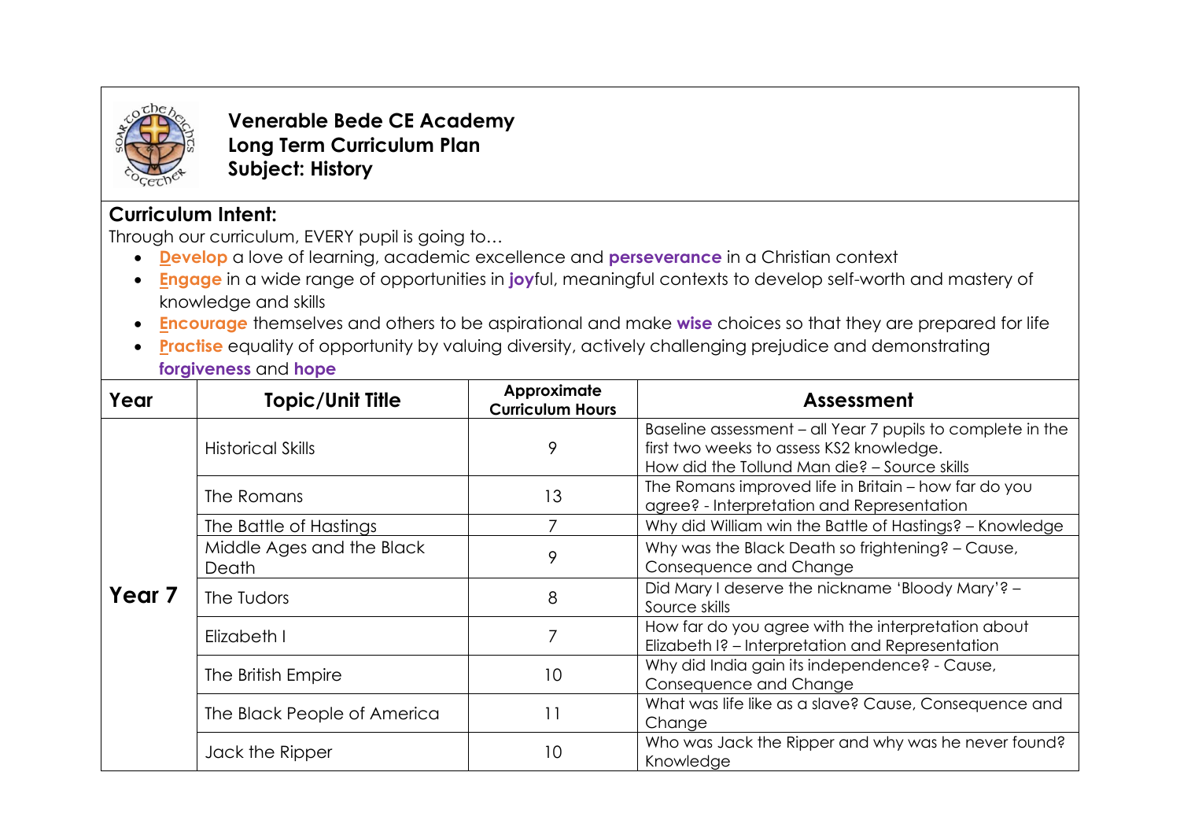**Venerable Bede CE Academy**
**Long Term Curriculum Plan**
**Subject: History**

**Curriculum Intent:**

Through our curriculum, EVERY pupil is going to…

- **Develop** a love of learning, academic excellence and **perseverance** in a Christian context
- **Engage** in a wide range of opportunities in **joy**ful, meaningful contexts to develop self-worth and mastery of knowledge and skills
- **Encourage** themselves and others to be aspirational and make **wise** choices so that they are prepared for life
- **Practise** equality of opportunity by valuing diversity, actively challenging prejudice and demonstrating **forgiveness** and **hope**

| Year | Topic/Unit Title | Approximate Curriculum Hours | Assessment |
|---|---|---|---|
| Year 7 | Historical Skills | 9 | Baseline assessment – all Year 7 pupils to complete in the first two weeks to assess KS2 knowledge. How did the Tollund Man die? – Source skills |
| | The Romans | 13 | The Romans improved life in Britain – how far do you agree? - Interpretation and Representation |
| | The Battle of Hastings | 7 | Why did William win the Battle of Hastings? – Knowledge |
| | Middle Ages and the Black Death | 9 | Why was the Black Death so frightening? – Cause, Consequence and Change |
| | The Tudors | 8 | Did Mary I deserve the nickname 'Bloody Mary'? – Source skills |
| | Elizabeth I | 7 | How far do you agree with the interpretation about Elizabeth I? – Interpretation and Representation |
| | The British Empire | 10 | Why did India gain its independence? - Cause, Consequence and Change |
| | The Black People of America | 11 | What was life like as a slave? Cause, Consequence and Change |
| | Jack the Ripper | 10 | Who was Jack the Ripper and why was he never found? Knowledge |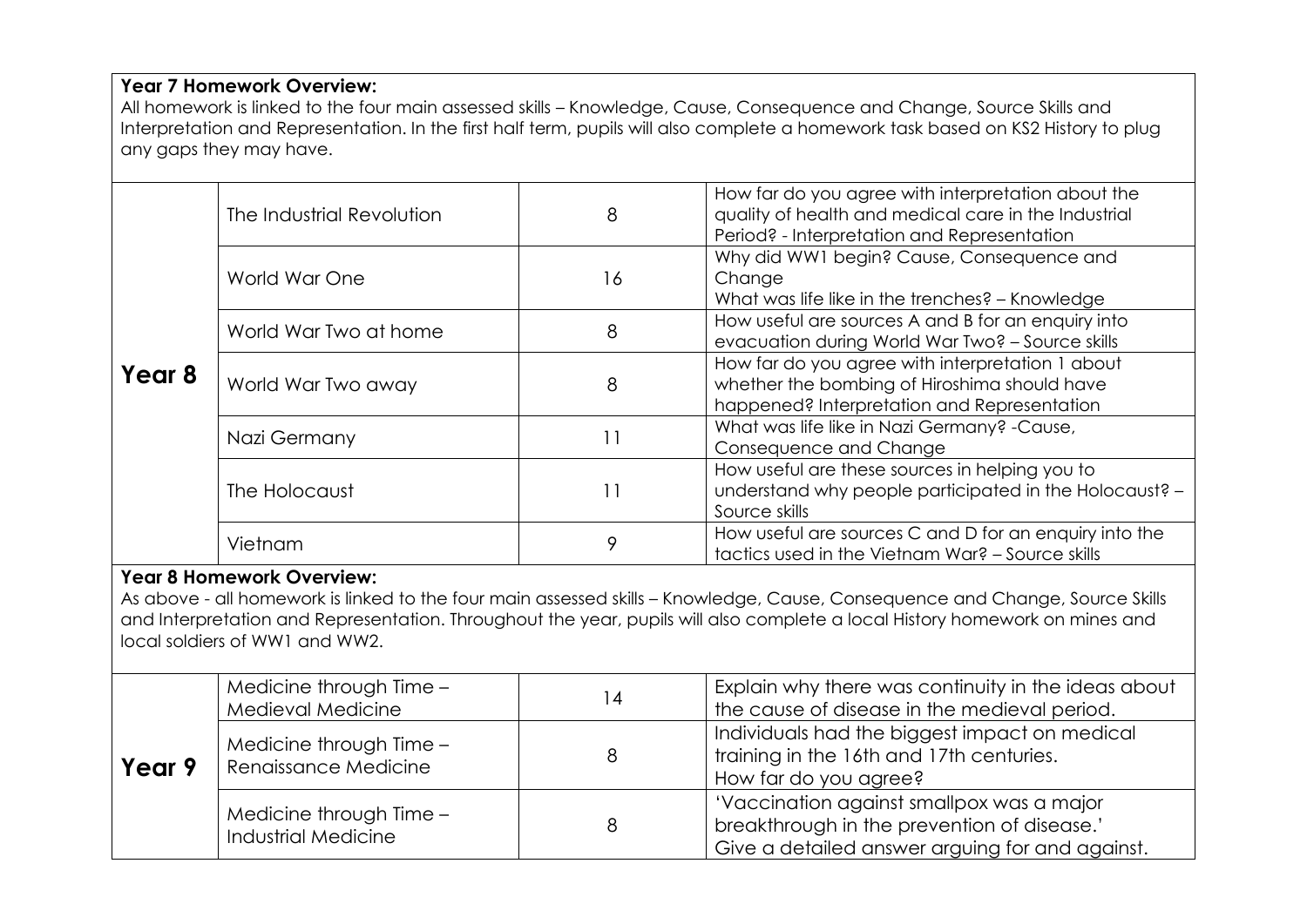**Year 7 Homework Overview:**
All homework is linked to the four main assessed skills – Knowledge, Cause, Consequence and Change, Source Skills and Interpretation and Representation. In the first half term, pupils will also complete a homework task based on KS2 History to plug any gaps they may have.

| | | | |
|---|---|---|---|
| **Year 8** | The Industrial Revolution | 8 | How far do you agree with interpretation about the quality of health and medical care in the Industrial Period? - Interpretation and Representation |
| | World War One | 16 | Why did WW1 begin? Cause, Consequence and Change<br>What was life like in the trenches? – Knowledge |
| | World War Two at home | 8 | How useful are sources A and B for an enquiry into evacuation during World War Two? – Source skills |
| | World War Two away | 8 | How far do you agree with interpretation 1 about whether the bombing of Hiroshima should have happened? Interpretation and Representation |
| | Nazi Germany | 11 | What was life like in Nazi Germany? -Cause, Consequence and Change |
| | The Holocaust | 11 | How useful are these sources in helping you to understand why people participated in the Holocaust? – Source skills |
| | Vietnam | 9 | How useful are sources C and D for an enquiry into the tactics used in the Vietnam War? – Source skills |

**Year 8 Homework Overview:**
As above - all homework is linked to the four main assessed skills – Knowledge, Cause, Consequence and Change, Source Skills and Interpretation and Representation. Throughout the year, pupils will also complete a local History homework on mines and local soldiers of WW1 and WW2.

| | | | |
|---|---|---|---|
| **Year 9** | Medicine through Time – Medieval Medicine | 14 | Explain why there was continuity in the ideas about the cause of disease in the medieval period. |
| | Medicine through Time – Renaissance Medicine | 8 | Individuals had the biggest impact on medical training in the 16th and 17th centuries.<br>How far do you agree? |
| | Medicine through Time – Industrial Medicine | 8 | 'Vaccination against smallpox was a major breakthrough in the prevention of disease.'<br>Give a detailed answer arguing for and against. |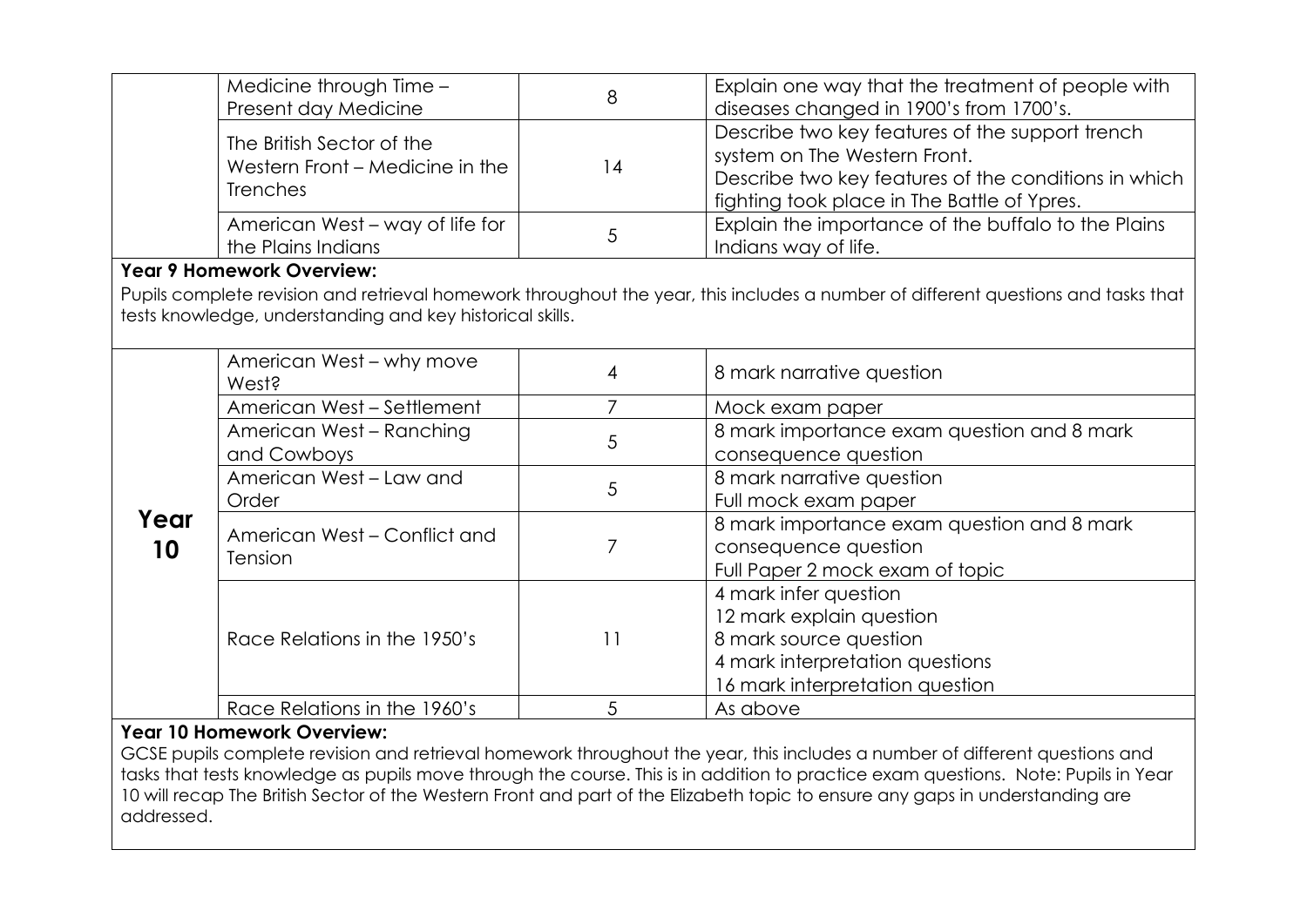| | | | |
|---|---|---|---|
| | Medicine through Time – Present day Medicine | 8 | Explain one way that the treatment of people with diseases changed in 1900's from 1700's. |
| | The British Sector of the Western Front – Medicine in the Trenches | 14 | Describe two key features of the support trench system on The Western Front.<br>Describe two key features of the conditions in which fighting took place in The Battle of Ypres. |
| | American West – way of life for the Plains Indians | 5 | Explain the importance of the buffalo to the Plains Indians way of life. |

**Year 9 Homework Overview:**

Pupils complete revision and retrieval homework throughout the year, this includes a number of different questions and tasks that tests knowledge, understanding and key historical skills.

| | | | |
|---|---|---|---|
| **Year 10** | American West – why move West? | 4 | 8 mark narrative question |
| | American West – Settlement | 7 | Mock exam paper |
| | American West – Ranching and Cowboys | 5 | 8 mark importance exam question and 8 mark consequence question |
| | American West – Law and Order | 5 | 8 mark narrative question<br>Full mock exam paper |
| | American West – Conflict and Tension | 7 | 8 mark importance exam question and 8 mark consequence question<br>Full Paper 2 mock exam of topic |
| | Race Relations in the 1950's | 11 | 4 mark infer question<br>12 mark explain question<br>8 mark source question<br>4 mark interpretation questions<br>16 mark interpretation question |
| | Race Relations in the 1960's | 5 | As above |

**Year 10 Homework Overview:**

GCSE pupils complete revision and retrieval homework throughout the year, this includes a number of different questions and tasks that tests knowledge as pupils move through the course. This is in addition to practice exam questions. Note: Pupils in Year 10 will recap The British Sector of the Western Front and part of the Elizabeth topic to ensure any gaps in understanding are addressed.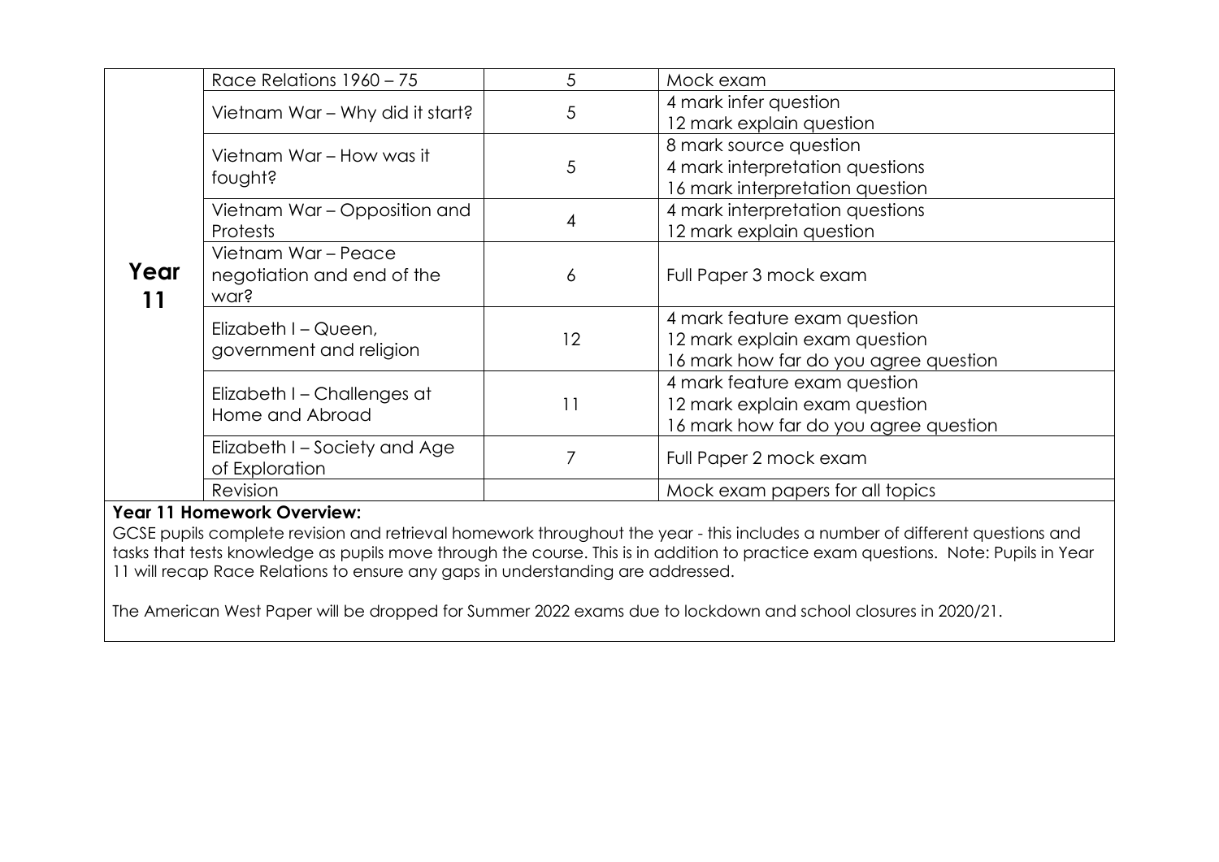| | | | |
|---|---|---|---|
| **Year 11** | Race Relations 1960 – 75 | 5 | Mock exam |
| | Vietnam War – Why did it start? | 5 | 4 mark infer question<br>12 mark explain question |
| | Vietnam War – How was it fought? | 5 | 8 mark source question<br>4 mark interpretation questions<br>16 mark interpretation question |
| | Vietnam War – Opposition and Protests | 4 | 4 mark interpretation questions<br>12 mark explain question |
| | Vietnam War – Peace negotiation and end of the war? | 6 | Full Paper 3 mock exam |
| | Elizabeth I – Queen, government and religion | 12 | 4 mark feature exam question<br>12 mark explain exam question<br>16 mark how far do you agree question |
| | Elizabeth I – Challenges at Home and Abroad | 11 | 4 mark feature exam question<br>12 mark explain exam question<br>16 mark how far do you agree question |
| | Elizabeth I – Society and Age of Exploration | 7 | Full Paper 2 mock exam |
| | Revision | | Mock exam papers for all topics |

**Year 11 Homework Overview:**

GCSE pupils complete revision and retrieval homework throughout the year - this includes a number of different questions and tasks that tests knowledge as pupils move through the course. This is in addition to practice exam questions. Note: Pupils in Year 11 will recap Race Relations to ensure any gaps in understanding are addressed.

The American West Paper will be dropped for Summer 2022 exams due to lockdown and school closures in 2020/21.